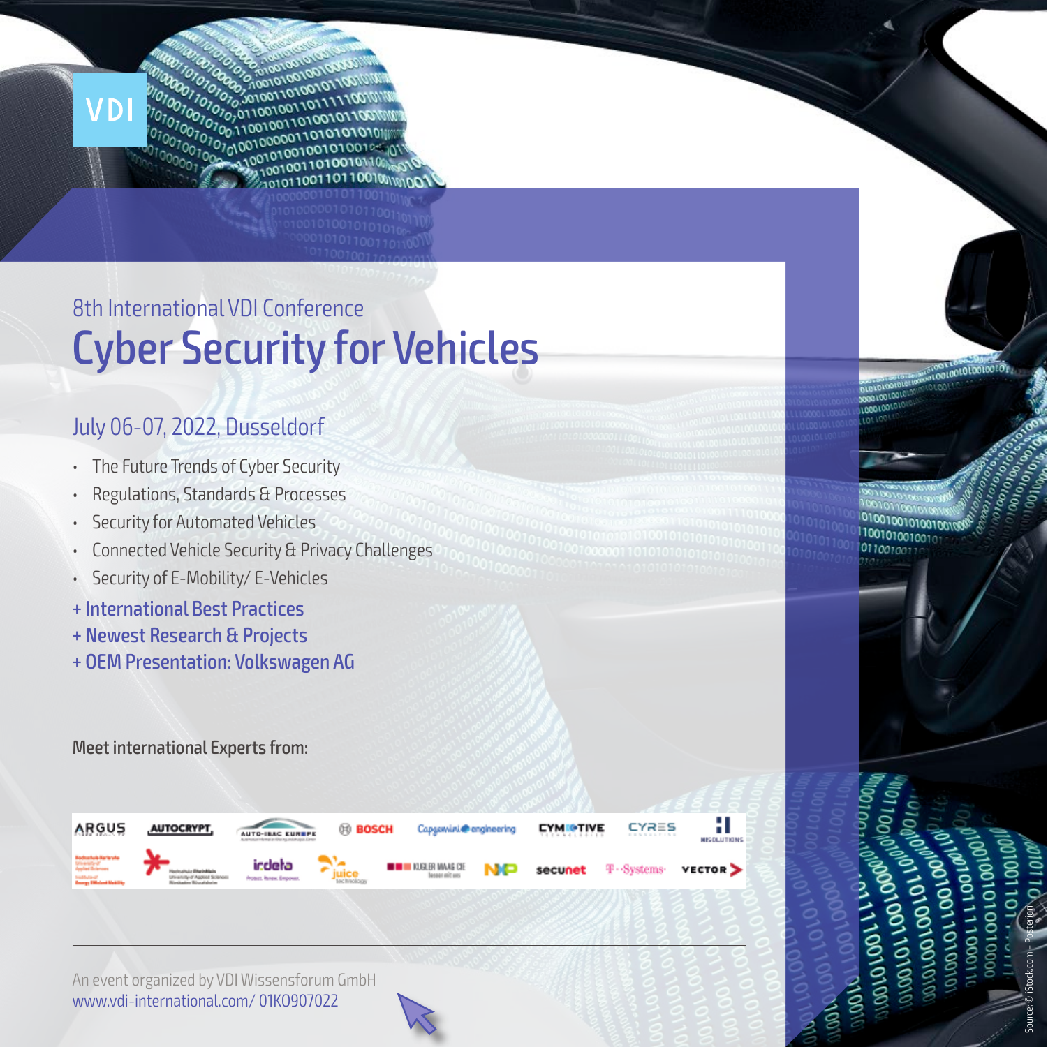VDI

8th International VDI Conference

# Cyber Security for Vehicles

## July 06-07, 2022, Dusseldorf

- The Future Trends of Cyber Security
- Regulations, Standards & Processes
- Security for Automated Vehicles
- Connected Vehicle Security & Privacy Challenges
- Security of E-Mobility/ E-Vehicles

+ International Best Practices
+ Newest Research & Projects
+ OEM Presentation: Volkswagen AG

**Meet international Experts from:**

ARGUS, AUTOCRYPT, AUTO-ISAC EUROPE, BOSCH, Capgemini engineering, CYMOTIVE, CYRES, HI SOLUTIONS, Hochschule Karlsruhe University of Applied Sciences Institute of Energy Efficient Mobility, Hochschule RheinMain University of Applied Sciences Wiesbaden Rüsselsheim, irdeto, juice technology, KUGLER MAAG CIE, NXP, secunet, T-Systems, VECTOR

---

An event organized by VDI Wissensforum GmbH
www.vdi-international.com/ 01KO907022

Source: © iStock.com – Posteriori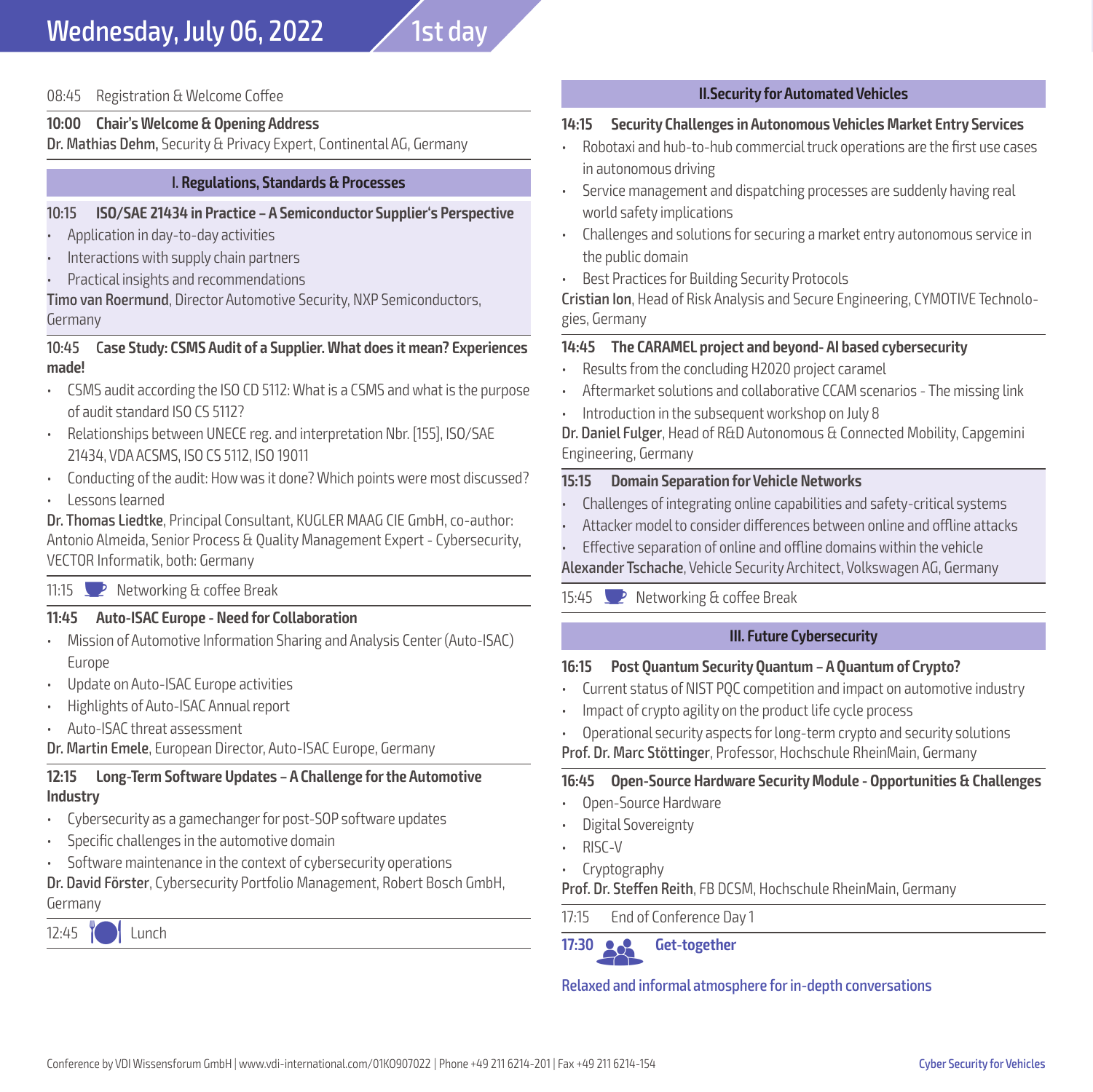# Wednesday, July 06, 2022 — 1st day

08:45 Registration & Welcome Coffee

**10:00 Chair's Welcome & Opening Address**
**Dr. Mathias Dehm,** Security & Privacy Expert, Continental AG, Germany

## I. Regulations, Standards & Processes

**10:15 ISO/SAE 21434 in Practice – A Semiconductor Supplier's Perspective**

- Application in day-to-day activities
- Interactions with supply chain partners
- Practical insights and recommendations

**Timo van Roermund**, Director Automotive Security, NXP Semiconductors, Germany

**10:45 Case Study: CSMS Audit of a Supplier. What does it mean? Experiences made!**

- CSMS audit according the ISO CD 5112: What is a CSMS and what is the purpose of audit standard ISO CS 5112?
- Relationships between UNECE reg. and interpretation Nbr. [155], ISO/SAE 21434, VDA ACSMS, ISO CS 5112, ISO 19011
- Conducting of the audit: How was it done? Which points were most discussed?
- Lessons learned

**Dr. Thomas Liedtke**, Principal Consultant, KUGLER MAAG CIE GmbH, co-author: Antonio Almeida, Senior Process & Quality Management Expert - Cybersecurity, VECTOR Informatik, both: Germany

11:15 Networking & coffee Break

**11:45 Auto-ISAC Europe - Need for Collaboration**

- Mission of Automotive Information Sharing and Analysis Center (Auto-ISAC) Europe
- Update on Auto-ISAC Europe activities
- Highlights of Auto-ISAC Annual report
- Auto-ISAC threat assessment

**Dr. Martin Emele**, European Director, Auto-ISAC Europe, Germany

**12:15 Long-Term Software Updates – A Challenge for the Automotive Industry**

- Cybersecurity as a gamechanger for post-SOP software updates
- Specific challenges in the automotive domain
- Software maintenance in the context of cybersecurity operations

**Dr. David Förster**, Cybersecurity Portfolio Management, Robert Bosch GmbH, Germany

12:45 Lunch

## II. Security for Automated Vehicles

**14:15 Security Challenges in Autonomous Vehicles Market Entry Services**

- Robotaxi and hub-to-hub commercial truck operations are the first use cases in autonomous driving
- Service management and dispatching processes are suddenly having real world safety implications
- Challenges and solutions for securing a market entry autonomous service in the public domain
- Best Practices for Building Security Protocols

**Cristian Ion**, Head of Risk Analysis and Secure Engineering, CYMOTIVE Technologies, Germany

**14:45 The CARAMEL project and beyond- AI based cybersecurity**

- Results from the concluding H2020 project caramel
- Aftermarket solutions and collaborative CCAM scenarios - The missing link
- Introduction in the subsequent workshop on July 8

**Dr. Daniel Fulger**, Head of R&D Autonomous & Connected Mobility, Capgemini Engineering, Germany

**15:15 Domain Separation for Vehicle Networks**

- Challenges of integrating online capabilities and safety-critical systems
- Attacker model to consider differences between online and offline attacks
- Effective separation of online and offline domains within the vehicle

**Alexander Tschache**, Vehicle Security Architect, Volkswagen AG, Germany

15:45 Networking & coffee Break

## III. Future Cybersecurity

**16:15 Post Quantum Security Quantum – A Quantum of Crypto?**

- Current status of NIST PQC competition and impact on automotive industry
- Impact of crypto agility on the product life cycle process
- Operational security aspects for long-term crypto and security solutions

**Prof. Dr. Marc Stöttinger**, Professor, Hochschule RheinMain, Germany

**16:45 Open-Source Hardware Security Module - Opportunities & Challenges**

- Open-Source Hardware
- Digital Sovereignty
- RISC-V
- Cryptography

**Prof. Dr. Steffen Reith**, FB DCSM, Hochschule RheinMain, Germany

17:15 End of Conference Day 1

**17:30 Get-together**

Relaxed and informal atmosphere for in-depth conversations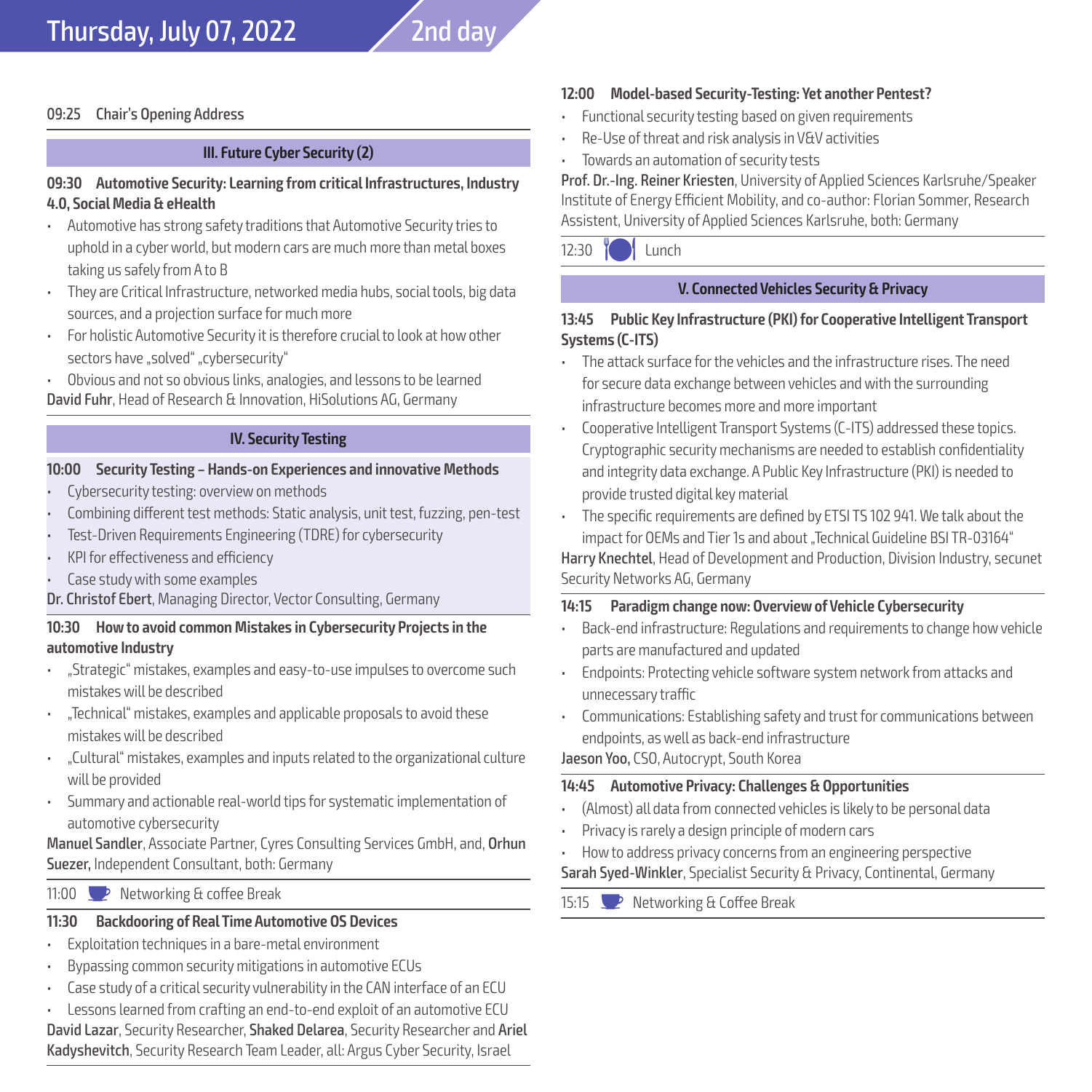# Thursday, July 07, 2022 — 2nd day

09:25 Chair's Opening Address

## III. Future Cyber Security (2)

**09:30 Automotive Security: Learning from critical Infrastructures, Industry 4.0, Social Media & eHealth**

- Automotive has strong safety traditions that Automotive Security tries to uphold in a cyber world, but modern cars are much more than metal boxes taking us safely from A to B
- They are Critical Infrastructure, networked media hubs, social tools, big data sources, and a projection surface for much more
- For holistic Automotive Security it is therefore crucial to look at how other sectors have „solved" „cybersecurity"
- Obvious and not so obvious links, analogies, and lessons to be learned

**David Fuhr**, Head of Research & Innovation, HiSolutions AG, Germany

## IV. Security Testing

**10:00 Security Testing – Hands-on Experiences and innovative Methods**

- Cybersecurity testing: overview on methods
- Combining different test methods: Static analysis, unit test, fuzzing, pen-test
- Test-Driven Requirements Engineering (TDRE) for cybersecurity
- KPI for effectiveness and efficiency
- Case study with some examples

**Dr. Christof Ebert**, Managing Director, Vector Consulting, Germany

**10:30 How to avoid common Mistakes in Cybersecurity Projects in the automotive Industry**

- „Strategic" mistakes, examples and easy-to-use impulses to overcome such mistakes will be described
- „Technical" mistakes, examples and applicable proposals to avoid these mistakes will be described
- „Cultural" mistakes, examples and inputs related to the organizational culture will be provided
- Summary and actionable real-world tips for systematic implementation of automotive cybersecurity

**Manuel Sandler**, Associate Partner, Cyres Consulting Services GmbH, and, **Orhun Suezer,** Independent Consultant, both: Germany

11:00 Networking & coffee Break

**11:30 Backdooring of Real Time Automotive OS Devices**

- Exploitation techniques in a bare-metal environment
- Bypassing common security mitigations in automotive ECUs
- Case study of a critical security vulnerability in the CAN interface of an ECU
- Lessons learned from crafting an end-to-end exploit of an automotive ECU

**David Lazar**, Security Researcher, **Shaked Delarea**, Security Researcher and **Ariel Kadyshevitch**, Security Research Team Leader, all: Argus Cyber Security, Israel

**12:00 Model-based Security-Testing: Yet another Pentest?**

- Functional security testing based on given requirements
- Re-Use of threat and risk analysis in V&V activities
- Towards an automation of security tests

**Prof. Dr.-Ing. Reiner Kriesten**, University of Applied Sciences Karlsruhe/Speaker Institute of Energy Efficient Mobility, and co-author: Florian Sommer, Research Assistent, University of Applied Sciences Karlsruhe, both: Germany

12:30 Lunch

## V. Connected Vehicles Security & Privacy

**13:45 Public Key Infrastructure (PKI) for Cooperative Intelligent Transport Systems (C-ITS)**

- The attack surface for the vehicles and the infrastructure rises. The need for secure data exchange between vehicles and with the surrounding infrastructure becomes more and more important
- Cooperative Intelligent Transport Systems (C-ITS) addressed these topics. Cryptographic security mechanisms are needed to establish confidentiality and integrity data exchange. A Public Key Infrastructure (PKI) is needed to provide trusted digital key material
- The specific requirements are defined by ETSI TS 102 941. We talk about the impact for OEMs and Tier 1s and about „Technical Guideline BSI TR-03164"

**Harry Knechtel**, Head of Development and Production, Division Industry, secunet Security Networks AG, Germany

**14:15 Paradigm change now: Overview of Vehicle Cybersecurity**

- Back-end infrastructure: Regulations and requirements to change how vehicle parts are manufactured and updated
- Endpoints: Protecting vehicle software system network from attacks and unnecessary traffic
- Communications: Establishing safety and trust for communications between endpoints, as well as back-end infrastructure

**Jaeson Yoo,** CSO, Autocrypt, South Korea

**14:45 Automotive Privacy: Challenges & Opportunities**

- (Almost) all data from connected vehicles is likely to be personal data
- Privacy is rarely a design principle of modern cars
- How to address privacy concerns from an engineering perspective

**Sarah Syed-Winkler**, Specialist Security & Privacy, Continental, Germany

15:15 Networking & Coffee Break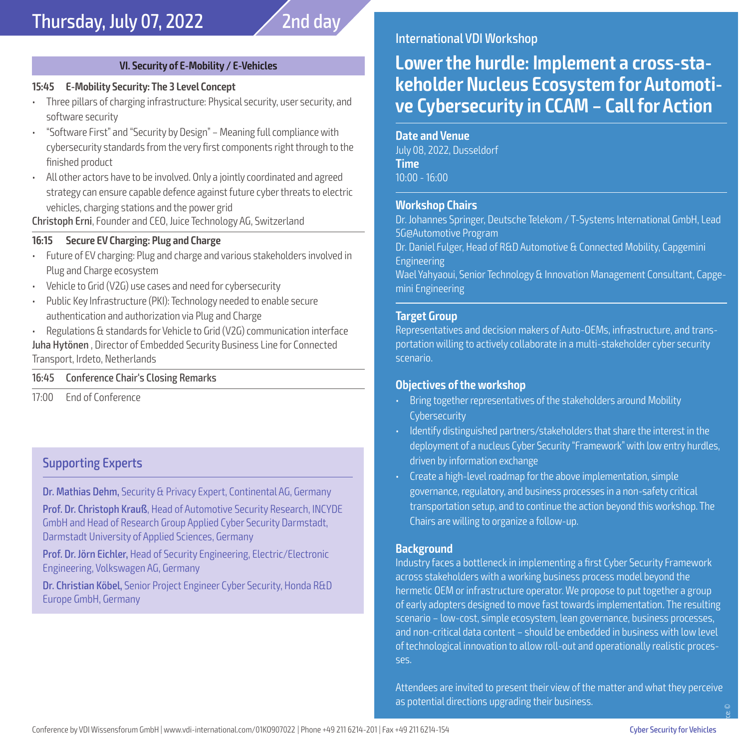# Thursday, July 07, 2022 — 2nd day

### VI. Security of E-Mobility / E-Vehicles

**15:45 E-Mobility Security: The 3 Level Concept**

- Three pillars of charging infrastructure: Physical security, user security, and software security
- "Software First" and "Security by Design" – Meaning full compliance with cybersecurity standards from the very first components right through to the finished product
- All other actors have to be involved. Only a jointly coordinated and agreed strategy can ensure capable defence against future cyber threats to electric vehicles, charging stations and the power grid

**Christoph Erni**, Founder and CEO, Juice Technology AG, Switzerland

**16:15 Secure EV Charging: Plug and Charge**

- Future of EV charging: Plug and charge and various stakeholders involved in Plug and Charge ecosystem
- Vehicle to Grid (V2G) use cases and need for cybersecurity
- Public Key Infrastructure (PKI): Technology needed to enable secure authentication and authorization via Plug and Charge
- Regulations & standards for Vehicle to Grid (V2G) communication interface

**Juha Hytönen** , Director of Embedded Security Business Line for Connected Transport, Irdeto, Netherlands

**16:45 Conference Chair's Closing Remarks**

17:00 End of Conference

## Supporting Experts

**Dr. Mathias Dehm,** Security & Privacy Expert, Continental AG, Germany

**Prof. Dr. Christoph Krauß**, Head of Automotive Security Research, INCYDE GmbH and Head of Research Group Applied Cyber Security Darmstadt, Darmstadt University of Applied Sciences, Germany

**Prof. Dr. Jörn Eichler,** Head of Security Engineering, Electric/Electronic Engineering, Volkswagen AG, Germany

**Dr. Christian Köbel,** Senior Project Engineer Cyber Security, Honda R&D Europe GmbH, Germany

International VDI Workshop

# Lower the hurdle: Implement a cross-stakeholder Nucleus Ecosystem for Automotive Cybersecurity in CCAM – Call for Action

### Date and Venue

July 08, 2022, Dusseldorf

**Time**

10:00 - 16:00

### Workshop Chairs

Dr. Johannes Springer, Deutsche Telekom / T-Systems International GmbH, Lead 5G@Automotive Program

Dr. Daniel Fulger, Head of R&D Automotive & Connected Mobility, Capgemini Engineering

Wael Yahyaoui, Senior Technology & Innovation Management Consultant, Capgemini Engineering

### Target Group

Representatives and decision makers of Auto-OEMs, infrastructure, and transportation willing to actively collaborate in a multi-stakeholder cyber security scenario.

### Objectives of the workshop

- Bring together representatives of the stakeholders around Mobility Cybersecurity
- Identify distinguished partners/stakeholders that share the interest in the deployment of a nucleus Cyber Security "Framework" with low entry hurdles, driven by information exchange
- Create a high-level roadmap for the above implementation, simple governance, regulatory, and business processes in a non-safety critical transportation setup, and to continue the action beyond this workshop. The Chairs are willing to organize a follow-up.

### Background

Industry faces a bottleneck in implementing a first Cyber Security Framework across stakeholders with a working business process model beyond the hermetic OEM or infrastructure operator. We propose to put together a group of early adopters designed to move fast towards implementation. The resulting scenario – low-cost, simple ecosystem, lean governance, business processes, and non-critical data content – should be embedded in business with low level of technological innovation to allow roll-out and operationally realistic processes.

Attendees are invited to present their view of the matter and what they perceive as potential directions upgrading their business.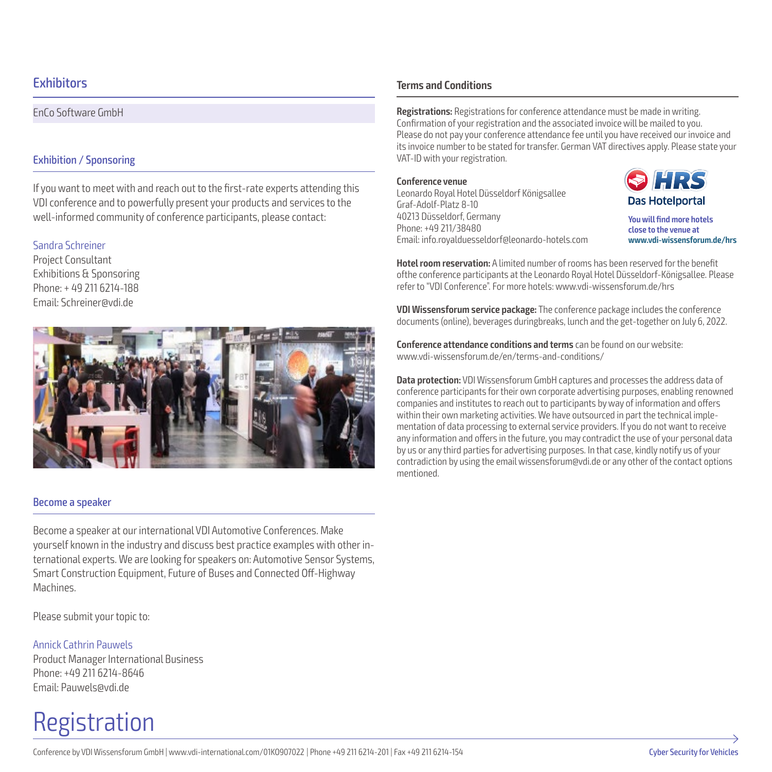## Exhibitors

EnCo Software GmbH

### Exhibition / Sponsoring

If you want to meet with and reach out to the first-rate experts attending this VDI conference and to powerfully present your products and services to the well-informed community of conference participants, please contact:

Sandra Schreiner
Project Consultant
Exhibitions & Sponsoring
Phone: + 49 211 6214-188
Email: Schreiner@vdi.de

### Become a speaker

Become a speaker at our international VDI Automotive Conferences. Make yourself known in the industry and discuss best practice examples with other international experts. We are looking for speakers on: Automotive Sensor Systems, Smart Construction Equipment, Future of Buses and Connected Off-Highway Machines.

Please submit your topic to:

Annick Cathrin Pauwels
Product Manager International Business
Phone: +49 211 6214-8646
Email: Pauwels@vdi.de

### Terms and Conditions

**Registrations:** Registrations for conference attendance must be made in writing. Confirmation of your registration and the associated invoice will be mailed to you. Please do not pay your conference attendance fee until you have received our invoice and its invoice number to be stated for transfer. German VAT directives apply. Please state your VAT-ID with your registration.

**Conference venue**
Leonardo Royal Hotel Düsseldorf Königsallee
Graf-Adolf-Platz 8-10
40213 Düsseldorf, Germany
Phone: +49 211/38480
Email: info.royalduesseldorf@leonardo-hotels.com

HRS Das Hotelportal

You will find more hotels close to the venue at www.vdi-wissensforum.de/hrs

**Hotel room reservation:** A limited number of rooms has been reserved for the benefit ofthe conference participants at the Leonardo Royal Hotel Düsseldorf-Königsallee. Please refer to "VDI Conference". For more hotels: www.vdi-wissensforum.de/hrs

**VDI Wissensforum service package:** The conference package includes the conference documents (online), beverages duringbreaks, lunch and the get-together on July 6, 2022.

**Conference attendance conditions and terms** can be found on our website: www.vdi-wissensforum.de/en/terms-and-conditions/

**Data protection:** VDI Wissensforum GmbH captures and processes the address data of conference participants for their own corporate advertising purposes, enabling renowned companies and institutes to reach out to participants by way of information and offers within their own marketing activities. We have outsourced in part the technical implementation of data processing to external service providers. If you do not want to receive any information and offers in the future, you may contradict the use of your personal data by us or any third parties for advertising purposes. In that case, kindly notify us of your contradiction by using the email wissensforum@vdi.de or any other of the contact options mentioned.

# Registration

Conference by VDI Wissensforum GmbH | www.vdi-international.com/01KO907022 | Phone +49 211 6214-201 | Fax +49 211 6214-154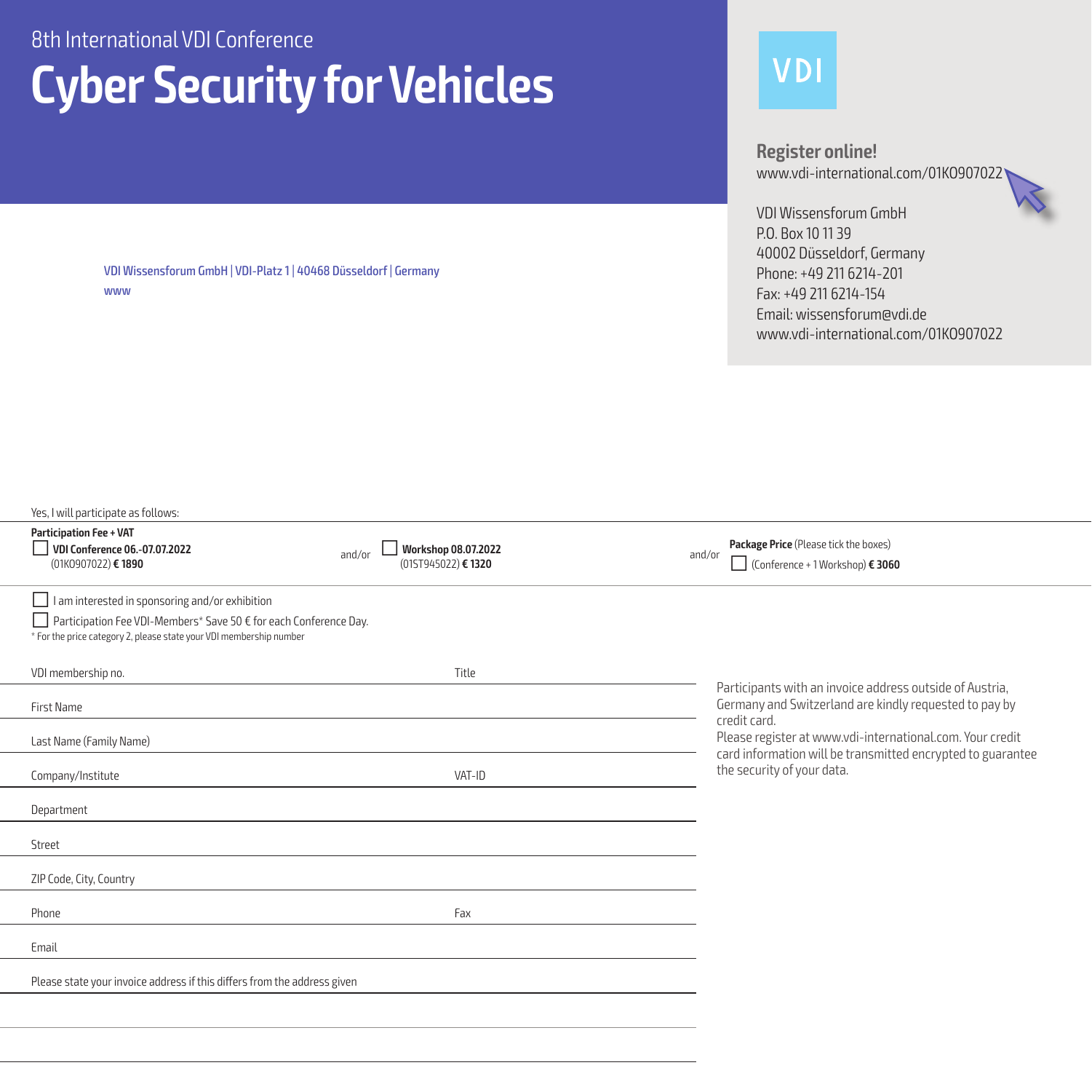8th International VDI Conference

# Cyber Security for Vehicles

VDI

**Register online!**
www.vdi-international.com/01KO907022

VDI Wissensforum GmbH
P.O. Box 10 11 39
40002 Düsseldorf, Germany
Phone: +49 211 6214-201
Fax: +49 211 6214-154
Email: wissensforum@vdi.de
www.vdi-international.com/01KO907022

VDI Wissensforum GmbH | VDI-Platz 1 | 40468 Düsseldorf | Germany
www

Yes, I will participate as follows:

**Participation Fee + VAT**

☐ **VDI Conference 06.-07.07.2022** (01KO907022) **€ 1890**

and/or

☐ **Workshop 08.07.2022** (01ST945022) **€ 1320**

and/or

**Package Price** (Please tick the boxes)
☐ (Conference + 1 Workshop) **€ 3060**

☐ I am interested in sponsoring and/or exhibition

☐ Participation Fee VDI-Members* Save 50 € for each Conference Day.

* For the price category 2, please state your VDI membership number

VDI membership no. ______ Title ______

First Name ______

Last Name (Family Name) ______

Company/Institute ______ VAT-ID ______

Department ______

Street ______

ZIP Code, City, Country ______

Phone ______ Fax ______

Email ______

Please state your invoice address if this differs from the address given

______

______

Participants with an invoice address outside of Austria, Germany and Switzerland are kindly requested to pay by credit card.
Please register at www.vdi-international.com. Your credit card information will be transmitted encrypted to guarantee the security of your data.